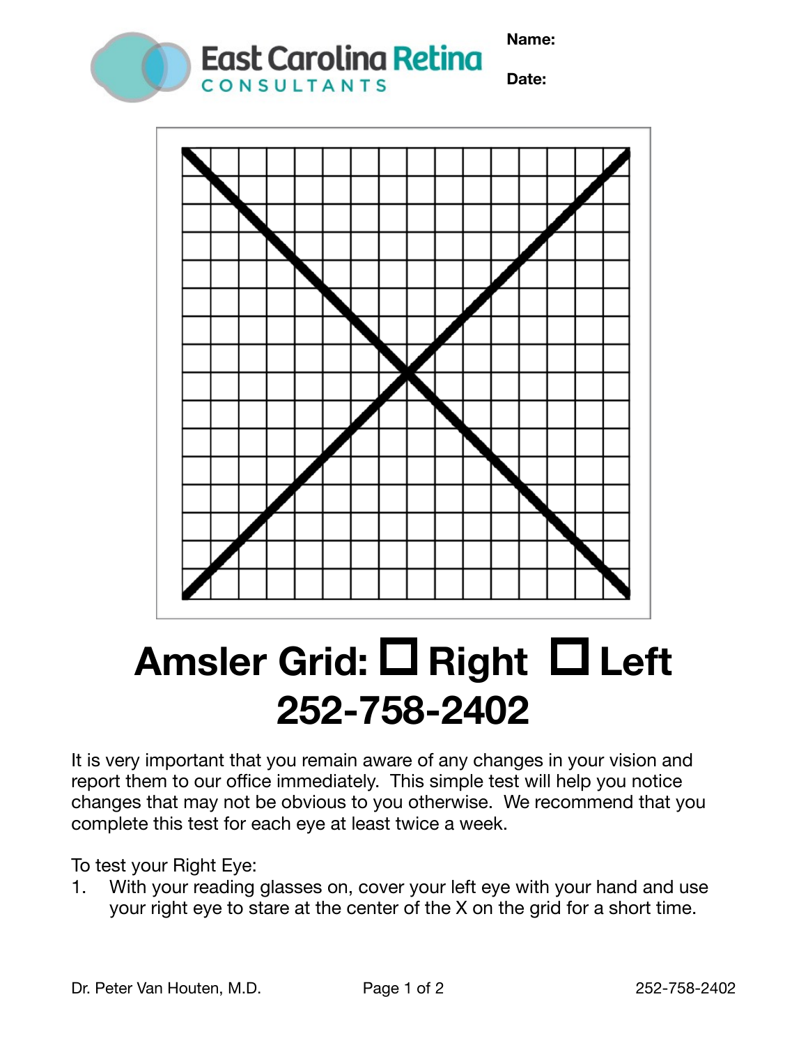East Carolina Retina CONSULTANTS

**Name:**

**Date:**

# Amsler Grid: ☐ Right ☐ Left

# 252-758-2402

It is very important that you remain aware of any changes in your vision and report them to our office immediately. This simple test will help you notice changes that may not be obvious to you otherwise. We recommend that you complete this test for each eye at least twice a week.

To test your Right Eye:

1. With your reading glasses on, cover your left eye with your hand and use your right eye to stare at the center of the X on the grid for a short time.

Dr. Peter Van Houten, M.D. 252-758-2402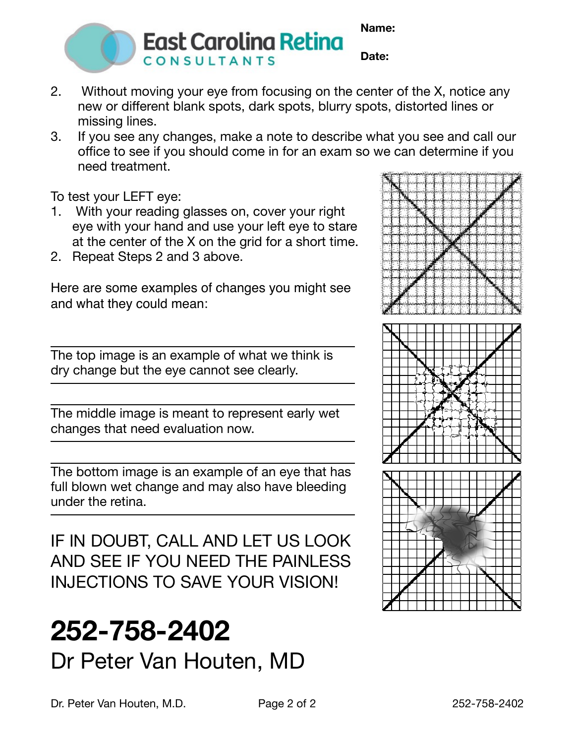East Carolina Retina
CONSULTANTS

**Name:**

**Date:**

2. Without moving your eye from focusing on the center of the X, notice any new or different blank spots, dark spots, blurry spots, distorted lines or missing lines.
3. If you see any changes, make a note to describe what you see and call our office to see if you should come in for an exam so we can determine if you need treatment.

To test your LEFT eye:

1. With your reading glasses on, cover your right eye with your hand and use your left eye to stare at the center of the X on the grid for a short time.
2. Repeat Steps 2 and 3 above.

Here are some examples of changes you might see and what they could mean:

---

The top image is an example of what we think is dry change but the eye cannot see clearly.

---

The middle image is meant to represent early wet changes that need evaluation now.

---

The bottom image is an example of an eye that has full blown wet change and may also have bleeding under the retina.

---

IF IN DOUBT, CALL AND LET US LOOK AND SEE IF YOU NEED THE PAINLESS INJECTIONS TO SAVE YOUR VISION!

# 252-758-2402

## Dr Peter Van Houten, MD